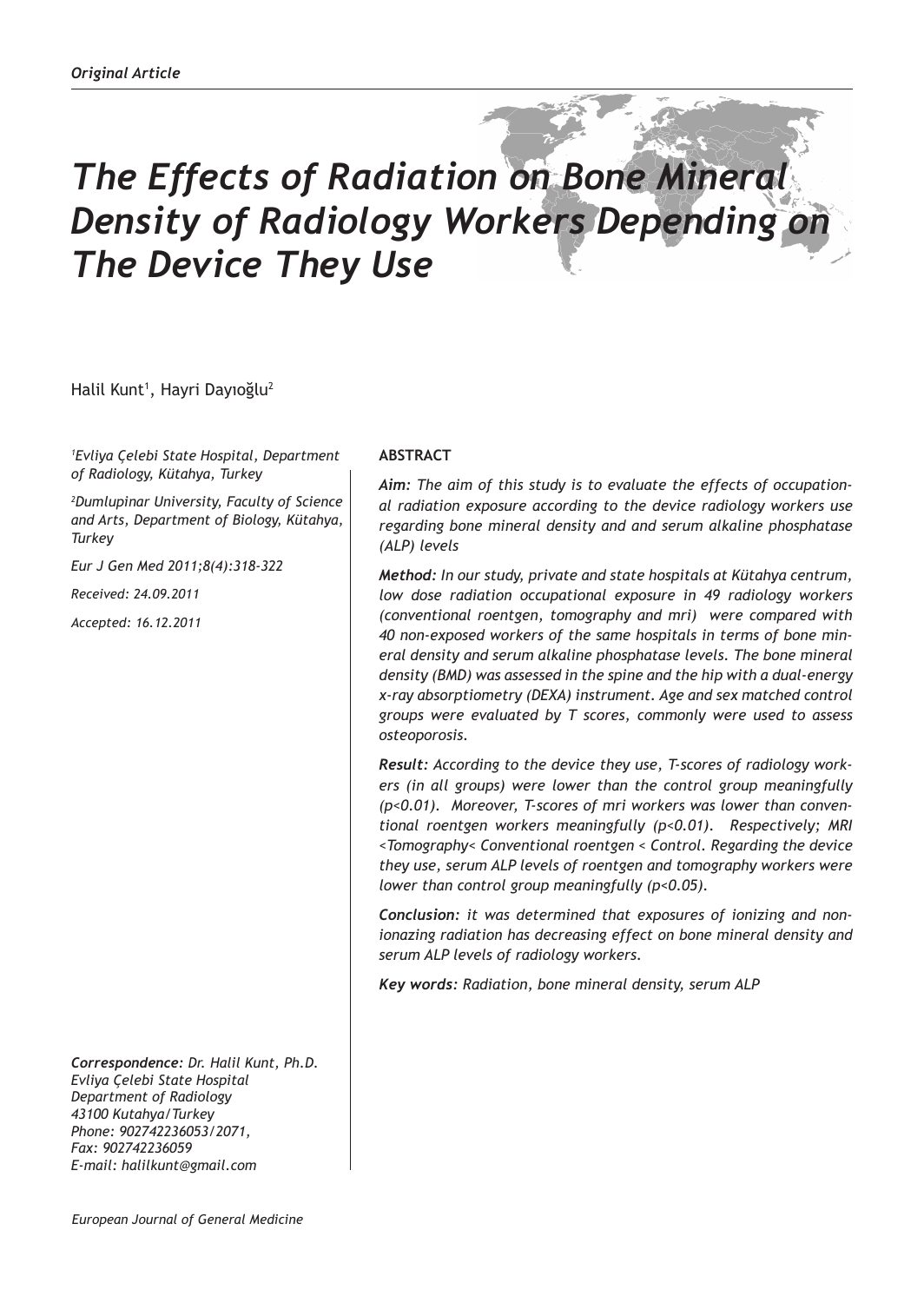*Original Article*

# *The Effects of Radiation on Bone Mineral Density of Radiology Workers Depending on The Device They Use*

Halil Kunt[1], Hayri Dayıoğlu[2]

*[1]Evliya Çelebi State Hospital, Department of Radiology, Kütahya, Turkey*

*[2]Dumlupinar University, Faculty of Science and Arts, Department of Biology, Kütahya, Turkey*

*Eur J Gen Med 2011;8(4):318-322*

*Received: 24.09.2011*

*Accepted: 16.12.2011*

## ABSTRACT

***Aim:*** *The aim of this study is to evaluate the effects of occupational radiation exposure according to the device radiology workers use regarding bone mineral density and and serum alkaline phosphatase (ALP) levels*

***Method:*** *In our study, private and state hospitals at Kütahya centrum, low dose radiation occupational exposure in 49 radiology workers (conventional roentgen, tomography and mri) were compared with 40 non-exposed workers of the same hospitals in terms of bone mineral density and serum alkaline phosphatase levels. The bone mineral density (BMD) was assessed in the spine and the hip with a dual-energy x-ray absorptiometry (DEXA) instrument. Age and sex matched control groups were evaluated by T scores, commonly were used to assess osteoporosis.*

***Result:*** *According to the device they use, T-scores of radiology workers (in all groups) were lower than the control group meaningfully ($p<0.01$). Moreover, T-scores of mri workers was lower than conventional roentgen workers meaningfully ($p<0.01$). Respectively; MRI <Tomography< Conventional roentgen < Control. Regarding the device they use, serum ALP levels of roentgen and tomography workers were lower than control group meaningfully ($p<0.05$).*

***Conclusion:*** *it was determined that exposures of ionizing and nonionazing radiation has decreasing effect on bone mineral density and serum ALP levels of radiology workers.*

***Key words:*** *Radiation, bone mineral density, serum ALP*

***Correspondence:*** *Dr. Halil Kunt, Ph.D.*
*Evliya Çelebi State Hospital*
*Department of Radiology*
*43100 Kutahya/Turkey*
*Phone: 902742236053/2071,*
*Fax: 902742236059*
*E-mail: halilkunt@gmail.com*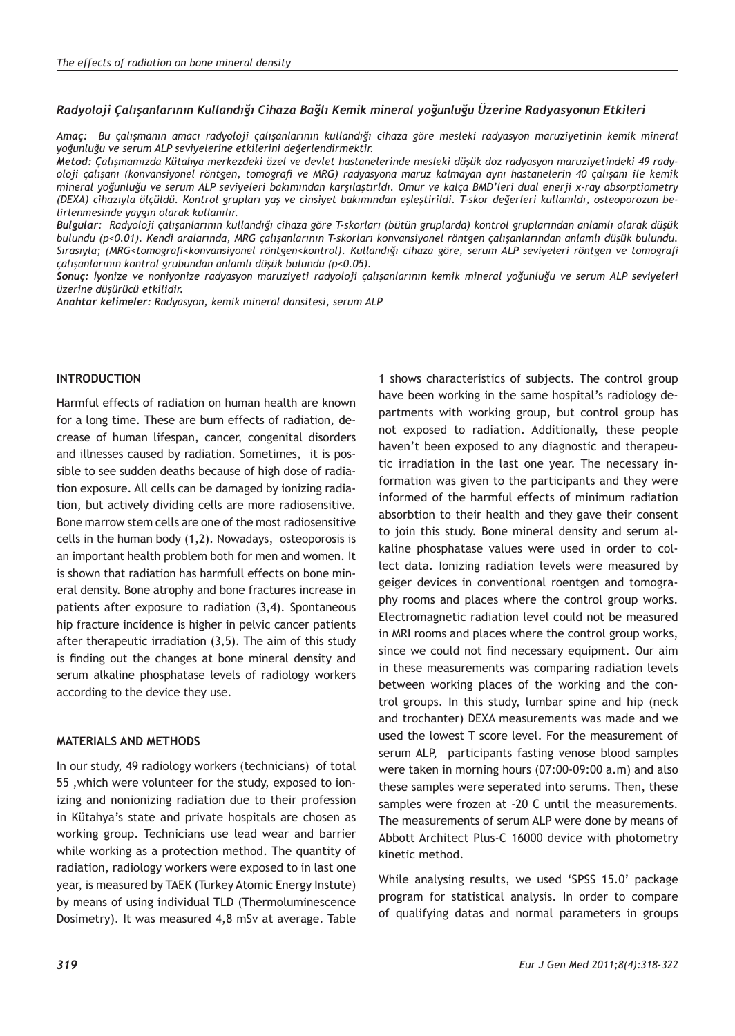## Radyoloji Çalışanlarının Kullandığı Cihaza Bağlı Kemik mineral yoğunluğu Üzerine Radyasyonun Etkileri

***Amaç:*** *Bu çalışmanın amacı radyoloji çalışanlarının kullandığı cihaza göre mesleki radyasyon maruziyetinin kemik mineral yoğunluğu ve serum ALP seviyelerine etkilerini değerlendirmektir.*

***Metod:*** *Çalışmamızda Kütahya merkezdeki özel ve devlet hastanelerinde mesleki düşük doz radyasyon maruziyetindeki 49 radyoloji çalışanı (konvansiyonel röntgen, tomografi ve MRG) radyasyona maruz kalmayan aynı hastanelerin 40 çalışanı ile kemik mineral yoğunluğu ve serum ALP seviyeleri bakımından karşılaştırldı. Omur ve kalça BMD'leri dual enerji x-ray absorptiometry (DEXA) cihazıyla ölçüldü. Kontrol grupları yaş ve cinsiyet bakımından eşleştirildi. T-skor değerleri kullanıldı, osteoporozun belirlenmesinde yaygın olarak kullanılır.*

***Bulgular:*** *Radyoloji çalışanlarının kullandığı cihaza göre T-skorları (bütün gruplarda) kontrol gruplarından anlamlı olarak düşük bulundu (p<0.01). Kendi aralarında, MRG çalışanlarının T-skorları konvansiyonel röntgen çalışanlarından anlamlı düşük bulundu. Sırasıyla; (MRG<tomografi<konvansiyonel röntgen<kontrol). Kullandığı cihaza göre, serum ALP seviyeleri röntgen ve tomografi çalışanlarının kontrol grubundan anlamlı düşük bulundu (p<0.05).*

***Sonuç:*** *İyonize ve noniyonize radyasyon maruziyeti radyoloji çalışanlarının kemik mineral yoğunluğu ve serum ALP seviyeleri üzerine düşürücü etkilidir.*

***Anahtar kelimeler:*** *Radyasyon, kemik mineral dansitesi, serum ALP*

## INTRODUCTION

Harmful effects of radiation on human health are known for a long time. These are burn effects of radiation, decrease of human lifespan, cancer, congenital disorders and illnesses caused by radiation. Sometimes, it is possible to see sudden deaths because of high dose of radiation exposure. All cells can be damaged by ionizing radiation, but actively dividing cells are more radiosensitive. Bone marrow stem cells are one of the most radiosensitive cells in the human body (1,2). Nowadays, osteoporosis is an important health problem both for men and women. It is shown that radiation has harmfull effects on bone mineral density. Bone atrophy and bone fractures increase in patients after exposure to radiation (3,4). Spontaneous hip fracture incidence is higher in pelvic cancer patients after therapeutic irradiation (3,5). The aim of this study is finding out the changes at bone mineral density and serum alkaline phosphatase levels of radiology workers according to the device they use.

## MATERIALS AND METHODS

In our study, 49 radiology workers (technicians) of total 55 ,which were volunteer for the study, exposed to ionizing and nonionizing radiation due to their profession in Kütahya's state and private hospitals are chosen as working group. Technicians use lead wear and barrier while working as a protection method. The quantity of radiation, radiology workers were exposed to in last one year, is measured by TAEK (Turkey Atomic Energy Instute) by means of using individual TLD (Thermoluminescence Dosimetry). It was measured 4,8 mSv at average. Table 1 shows characteristics of subjects. The control group have been working in the same hospital's radiology departments with working group, but control group has not exposed to radiation. Additionally, these people haven't been exposed to any diagnostic and therapeutic irradiation in the last one year. The necessary information was given to the participants and they were informed of the harmful effects of minimum radiation absorbtion to their health and they gave their consent to join this study. Bone mineral density and serum alkaline phosphatase values were used in order to collect data. Ionizing radiation levels were measured by geiger devices in conventional roentgen and tomography rooms and places where the control group works. Electromagnetic radiation level could not be measured in MRI rooms and places where the control group works, since we could not find necessary equipment. Our aim in these measurements was comparing radiation levels between working places of the working and the control groups. In this study, lumbar spine and hip (neck and trochanter) DEXA measurements was made and we used the lowest T score level. For the measurement of serum ALP, participants fasting venose blood samples were taken in morning hours (07:00-09:00 a.m) and also these samples were seperated into serums. Then, these samples were frozen at -20 C until the measurements. The measurements of serum ALP were done by means of Abbott Architect Plus-C 16000 device with photometry kinetic method.

While analysing results, we used 'SPSS 15.0' package program for statistical analysis. In order to compare of qualifying datas and normal parameters in groups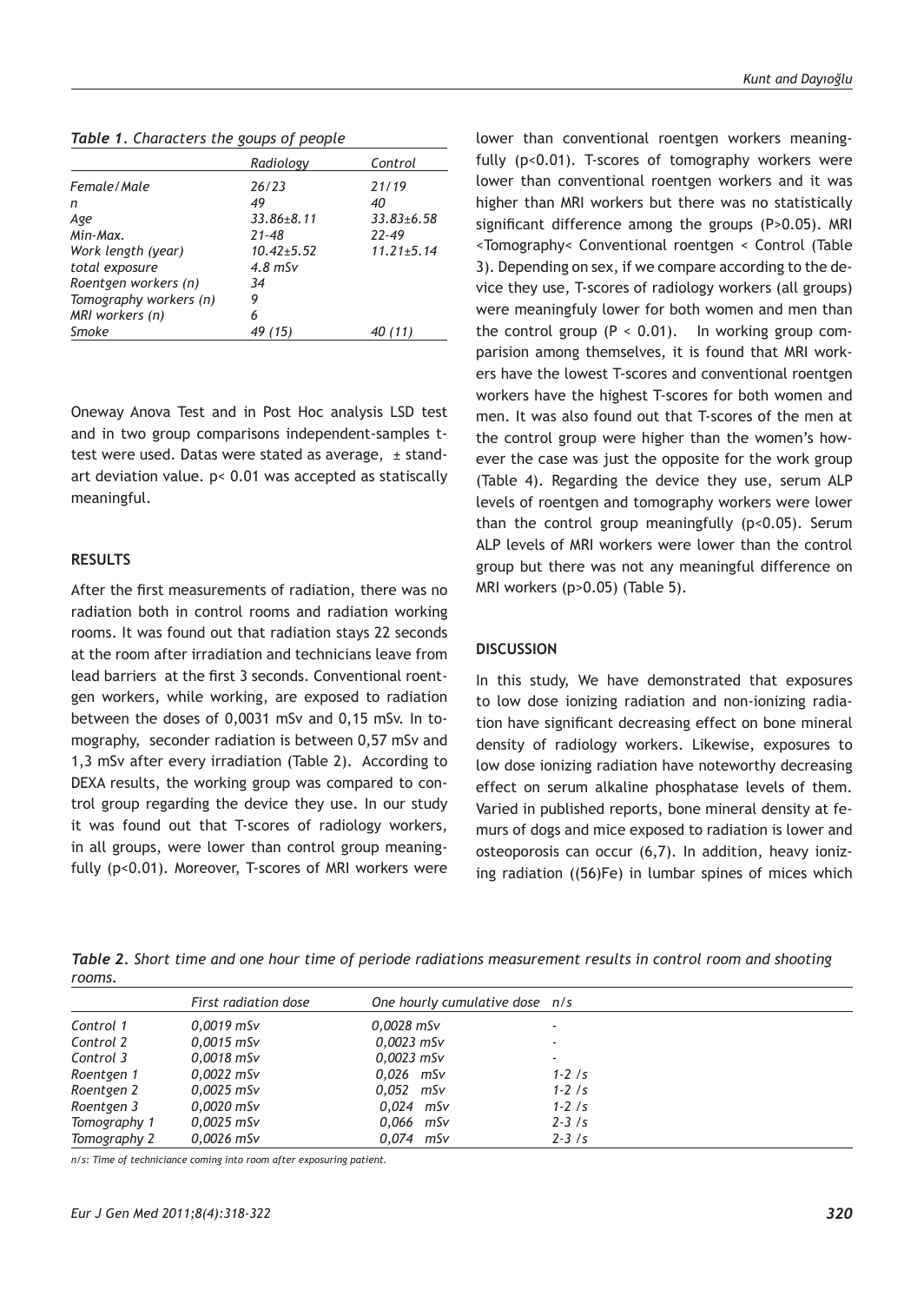*Table 1. Characters the goups of people*

| | Radiology | Control |
|---|---|---|
| Female/Male | 26/23 | 21/19 |
| n | 49 | 40 |
| Age | 33.86±8.11 | 33.83±6.58 |
| Min-Max. | 21-48 | 22-49 |
| Work length (year) | 10.42±5.52 | 11.21±5.14 |
| total exposure | 4.8 mSv | |
| Roentgen workers (n) | 34 | |
| Tomography workers (n) | 9 | |
| MRI workers (n) | 6 | |
| Smoke | 49 (15) | 40 (11) |

Oneway Anova Test and in Post Hoc analysis LSD test and in two group comparisons independent-samples t-test were used. Datas were stated as average, ± standart deviation value. p< 0.01 was accepted as staticsally meaningful.

## RESULTS

After the first measurements of radiation, there was no radiation both in control rooms and radiation working rooms. It was found out that radiation stays 22 seconds at the room after irradiation and technicians leave from lead barriers at the first 3 seconds. Conventional roentgen workers, while working, are exposed to radiation between the doses of 0,0031 mSv and 0,15 mSv. In tomography, seconder radiation is between 0,57 mSv and 1,3 mSv after every irradiation (Table 2). According to DEXA results, the working group was compared to control group regarding the device they use. In our study it was found out that T-scores of radiology workers, in all groups, were lower than control group meaningfully (p<0.01). Moreover, T-scores of MRI workers were lower than conventional roentgen workers meaningfully (p<0.01). T-scores of tomography workers were lower than conventional roentgen workers and it was higher than MRI workers but there was no statistically significant difference among the groups (P>0.05). MRI <Tomography< Conventional roentgen < Control (Table 3). Depending on sex, if we compare according to the device they use, T-scores of radiology workers (all groups) were meaningfuly lower for both women and men than the control group (P < 0.01). In working group comparision among themselves, it is found that MRI workers have the lowest T-scores and conventional roentgen workers have the highest T-scores for both women and men. It was also found out that T-scores of the men at the control group were higher than the women's however the case was just the opposite for the work group (Table 4). Regarding the device they use, serum ALP levels of roentgen and tomography workers were lower than the control group meaningfully (p<0.05). Serum ALP levels of MRI workers were lower than the control group but there was not any meaningful difference on MRI workers (p>0.05) (Table 5).

## DISCUSSION

In this study, We have demonstrated that exposures to low dose ionizing radiation and non-ionizing radiation have significant decreasing effect on bone mineral density of radiology workers. Likewise, exposures to low dose ionizing radiation have noteworthy decreasing effect on serum alkaline phosphatase levels of them. Varied in published reports, bone mineral density at femurs of dogs and mice exposed to radiation is lower and osteoporosis can occur (6,7). In addition, heavy ionizing radiation ((56)Fe) in lumbar spines of mices which

*Table 2. Short time and one hour time of periode radiations measurement results in control room and shooting rooms.*

| | First radiation dose | One hourly cumulative dose | n/s |
|---|---|---|---|
| Control 1 | 0,0019 mSv | 0,0028 mSv | - |
| Control 2 | 0,0015 mSv | 0,0023 mSv | - |
| Control 3 | 0,0018 mSv | 0,0023 mSv | - |
| Roentgen 1 | 0,0022 mSv | 0,026 mSv | 1-2 /s |
| Roentgen 2 | 0,0025 mSv | 0,052 mSv | 1-2 /s |
| Roentgen 3 | 0,0020 mSv | 0,024 mSv | 1-2 /s |
| Tomography 1 | 0,0025 mSv | 0,066 mSv | 2-3 /s |
| Tomography 2 | 0,0026 mSv | 0,074 mSv | 2-3 /s |

n/s: Time of techniciance coming into room after exposuring patient.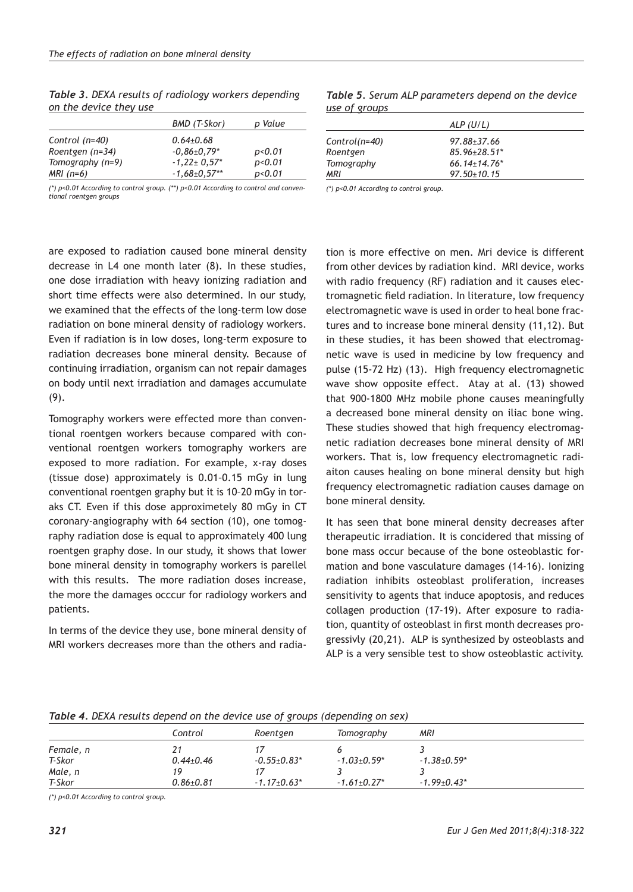*Table 3. DEXA results of radiology workers depending on the device they use*

| | BMD (T-Skor) | p Value |
|---|---|---|
| Control (n=40) | 0.64±0.68 | |
| Roentgen (n=34) | -0,86±0,79* | p<0.01 |
| Tomography (n=9) | -1,22± 0,57* | p<0.01 |
| MRI (n=6) | -1,68±0,57** | p<0.01 |

(*) p<0.01 According to control group. (**) p<0.01 According to control and conventional roentgen groups

*Table 5. Serum ALP parameters depend on the device use of groups*

| | ALP (U/L) |
|---|---|
| Control(n=40) | 97.88±37.66 |
| Roentgen | 85.96±28.51* |
| Tomography | 66.14±14.76* |
| MRI | 97.50±10.15 |

(*) p<0.01 According to control group.

are exposed to radiation caused bone mineral density decrease in L4 one month later (8). In these studies, one dose irradiation with heavy ionizing radiation and short time effects were also determined. In our study, we examined that the effects of the long-term low dose radiation on bone mineral density of radiology workers. Even if radiation is in low doses, long-term exposure to radiation decreases bone mineral density. Because of continuing irradiation, organism can not repair damages on body until next irradiation and damages accumulate (9).

Tomography workers were effected more than conventional roentgen workers because compared with conventional roentgen workers tomography workers are exposed to more radiation. For example, x-ray doses (tissue dose) approximately is 0.01–0.15 mGy in lung conventional roentgen graphy but it is 10–20 mGy in toraks CT. Even if this dose approximetely 80 mGy in CT coronary-angiography with 64 section (10), one tomography radiation dose is equal to approximately 400 lung roentgen graphy dose. In our study, it shows that lower bone mineral density in tomography workers is parellel with this results. The more radiation doses increase, the more the damages occcur for radiology workers and patients.

In terms of the device they use, bone mineral density of MRI workers decreases more than the others and radiation is more effective on men. Mri device is different from other devices by radiation kind. MRI device, works with radio frequency (RF) radiation and it causes electromagnetic field radiation. In literature, low frequency electromagnetic wave is used in order to heal bone fractures and to increase bone mineral density (11,12). But in these studies, it has been showed that electromagnetic wave is used in medicine by low frequency and pulse (15-72 Hz) (13). High frequency electromagnetic wave show opposite effect. Atay at al. (13) showed that 900-1800 MHz mobile phone causes meaningfully a decreased bone mineral density on iliac bone wing. These studies showed that high frequency electromagnetic radiation decreases bone mineral density of MRI workers. That is, low frequency electromagnetic radiaiton causes healing on bone mineral density but high frequency electromagnetic radiation causes damage on bone mineral density.

It has seen that bone mineral density decreases after therapeutic irradiation. It is concidered that missing of bone mass occur because of the bone osteoblastic formation and bone vasculature damages (14-16). Ionizing radiation inhibits osteoblast proliferation, increases sensitivity to agents that induce apoptosis, and reduces collagen production (17-19). After exposure to radiation, quantity of osteoblast in first month decreases progressivly (20,21). ALP is synthesized by osteoblasts and ALP is a very sensible test to show osteoblastic activity.

*Table 4. DEXA results depend on the device use of groups (depending on sex)*

| | Control | Roentgen | Tomography | MRI |
|---|---|---|---|---|
| Female, n | 21 | 17 | 6 | 3 |
| T-Skor | 0.44±0.46 | -0.55±0.83* | -1.03±0.59* | -1.38±0.59* |
| Male, n | 19 | 17 | 3 | 3 |
| T-Skor | 0.86±0.81 | -1.17±0.63* | -1.61±0.27* | -1.99±0.43* |

(*) p<0.01 According to control group.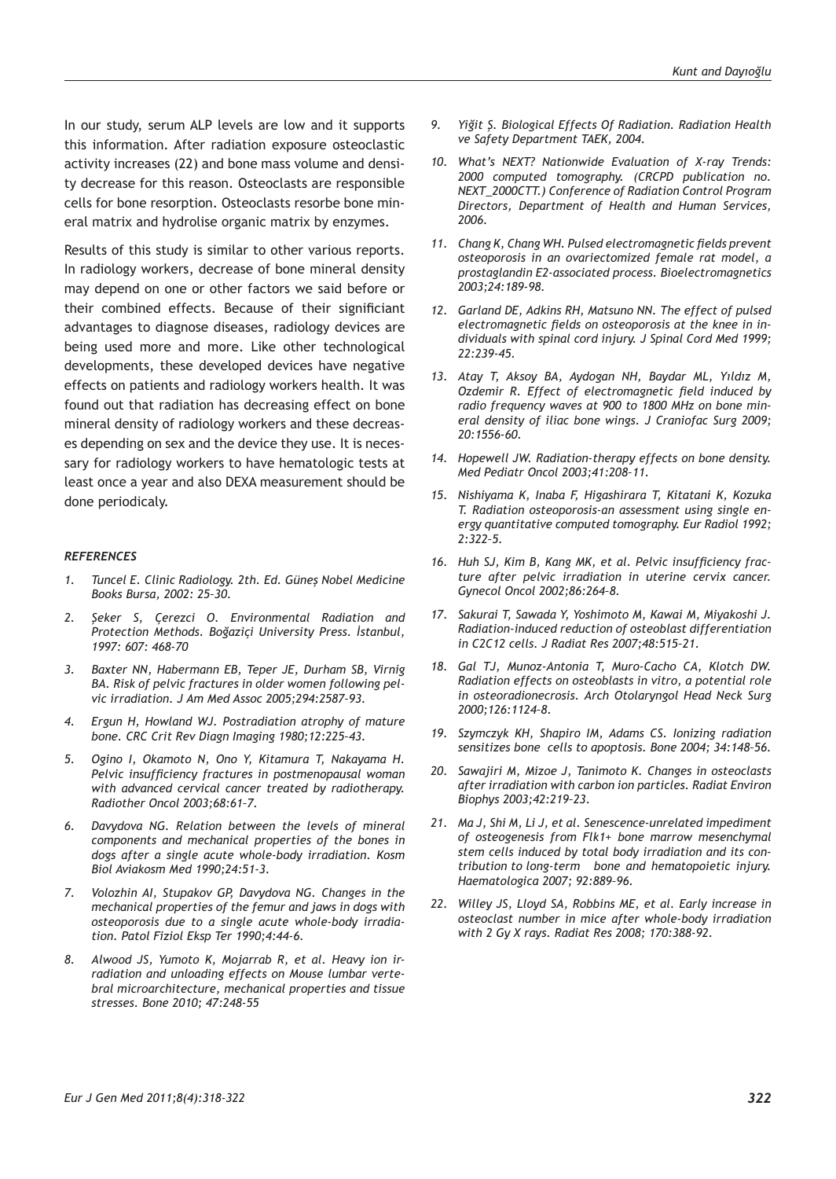In our study, serum ALP levels are low and it supports this information. After radiation exposure osteoclastic activity increases (22) and bone mass volume and density decrease for this reason. Osteoclasts are responsible cells for bone resorption. Osteoclasts resorbe bone mineral matrix and hydrolise organic matrix by enzymes.

Results of this study is similar to other various reports. In radiology workers, decrease of bone mineral density may depend on one or other factors we said before or their combined effects. Because of their significiant advantages to diagnose diseases, radiology devices are being used more and more. Like other technological developments, these developed devices have negative effects on patients and radiology workers health. It was found out that radiation has decreasing effect on bone mineral density of radiology workers and these decreases depending on sex and the device they use. It is necessary for radiology workers to have hematologic tests at least once a year and also DEXA measurement should be done periodicaly.

### *REFERENCES*

1. *Tuncel E. Clinic Radiology. 2th. Ed. Güneş Nobel Medicine Books Bursa, 2002: 25-30.*
2. *Şeker S, Çerezci O. Environmental Radiation and Protection Methods. Boğaziçi University Press. İstanbul, 1997: 607: 468-70*
3. *Baxter NN, Habermann EB, Teper JE, Durham SB, Virnig BA. Risk of pelvic fractures in older women following pelvic irradiation. J Am Med Assoc 2005;294:2587-93.*
4. *Ergun H, Howland WJ. Postradiation atrophy of mature bone. CRC Crit Rev Diagn Imaging 1980;12:225-43.*
5. *Ogino I, Okamoto N, Ono Y, Kitamura T, Nakayama H. Pelvic insufficiency fractures in postmenopausal woman with advanced cervical cancer treated by radiotherapy. Radiother Oncol 2003;68:61-7.*
6. *Davydova NG. Relation between the levels of mineral components and mechanical properties of the bones in dogs after a single acute whole-body irradiation. Kosm Biol Aviakosm Med 1990;24:51-3.*
7. *Volozhin AI, Stupakov GP, Davydova NG. Changes in the mechanical properties of the femur and jaws in dogs with osteoporosis due to a single acute whole-body irradiation. Patol Fiziol Eksp Ter 1990;4:44-6.*
8. *Alwood JS, Yumoto K, Mojarrab R, et al. Heavy ion irradiation and unloading effects on Mouse lumbar vertebral microarchitecture, mechanical properties and tissue stresses. Bone 2010; 47:248-55*
9. *Yiğit Ş. Biological Effects Of Radiation. Radiation Health ve Safety Department TAEK, 2004.*
10. *What's NEXT? Nationwide Evaluation of X-ray Trends: 2000 computed tomography. (CRCPD publication no. NEXT_2000CTT.) Conference of Radiation Control Program Directors, Department of Health and Human Services, 2006.*
11. *Chang K, Chang WH. Pulsed electromagnetic fields prevent osteoporosis in an ovariectomized female rat model, a prostaglandin E2-associated process. Bioelectromagnetics 2003;24:189-98.*
12. *Garland DE, Adkins RH, Matsuno NN. The effect of pulsed electromagnetic fields on osteoporosis at the knee in individuals with spinal cord injury. J Spinal Cord Med 1999; 22:239-45.*
13. *Atay T, Aksoy BA, Aydogan NH, Baydar ML, Yıldız M, Ozdemir R. Effect of electromagnetic field induced by radio frequency waves at 900 to 1800 MHz on bone mineral density of iliac bone wings. J Craniofac Surg 2009; 20:1556-60.*
14. *Hopewell JW. Radiation-therapy effects on bone density. Med Pediatr Oncol 2003;41:208-11.*
15. *Nishiyama K, Inaba F, Higashirara T, Kitatani K, Kozuka T. Radiation osteoporosis-an assessment using single energy quantitative computed tomography. Eur Radiol 1992; 2:322-5.*
16. *Huh SJ, Kim B, Kang MK, et al. Pelvic insufficiency fracture after pelvic irradiation in uterine cervix cancer. Gynecol Oncol 2002;86:264-8.*
17. *Sakurai T, Sawada Y, Yoshimoto M, Kawai M, Miyakoshi J. Radiation-induced reduction of osteoblast differentiation in C2C12 cells. J Radiat Res 2007;48:515-21.*
18. *Gal TJ, Munoz-Antonia T, Muro-Cacho CA, Klotch DW. Radiation effects on osteoblasts in vitro, a potential role in osteoradionecrosis. Arch Otolaryngol Head Neck Surg 2000;126:1124-8.*
19. *Szymczyk KH, Shapiro IM, Adams CS. Ionizing radiation sensitizes bone cells to apoptosis. Bone 2004; 34:148-56.*
20. *Sawajiri M, Mizoe J, Tanimoto K. Changes in osteoclasts after irradiation with carbon ion particles. Radiat Environ Biophys 2003;42:219-23.*
21. *Ma J, Shi M, Li J, et al. Senescence-unrelated impediment of osteogenesis from Flk1+ bone marrow mesenchymal stem cells induced by total body irradiation and its contribution to long-term bone and hematopoietic injury. Haematologica 2007; 92:889-96.*
22. *Willey JS, Lloyd SA, Robbins ME, et al. Early increase in osteoclast number in mice after whole-body irradiation with 2 Gy X rays. Radiat Res 2008; 170:388-92.*